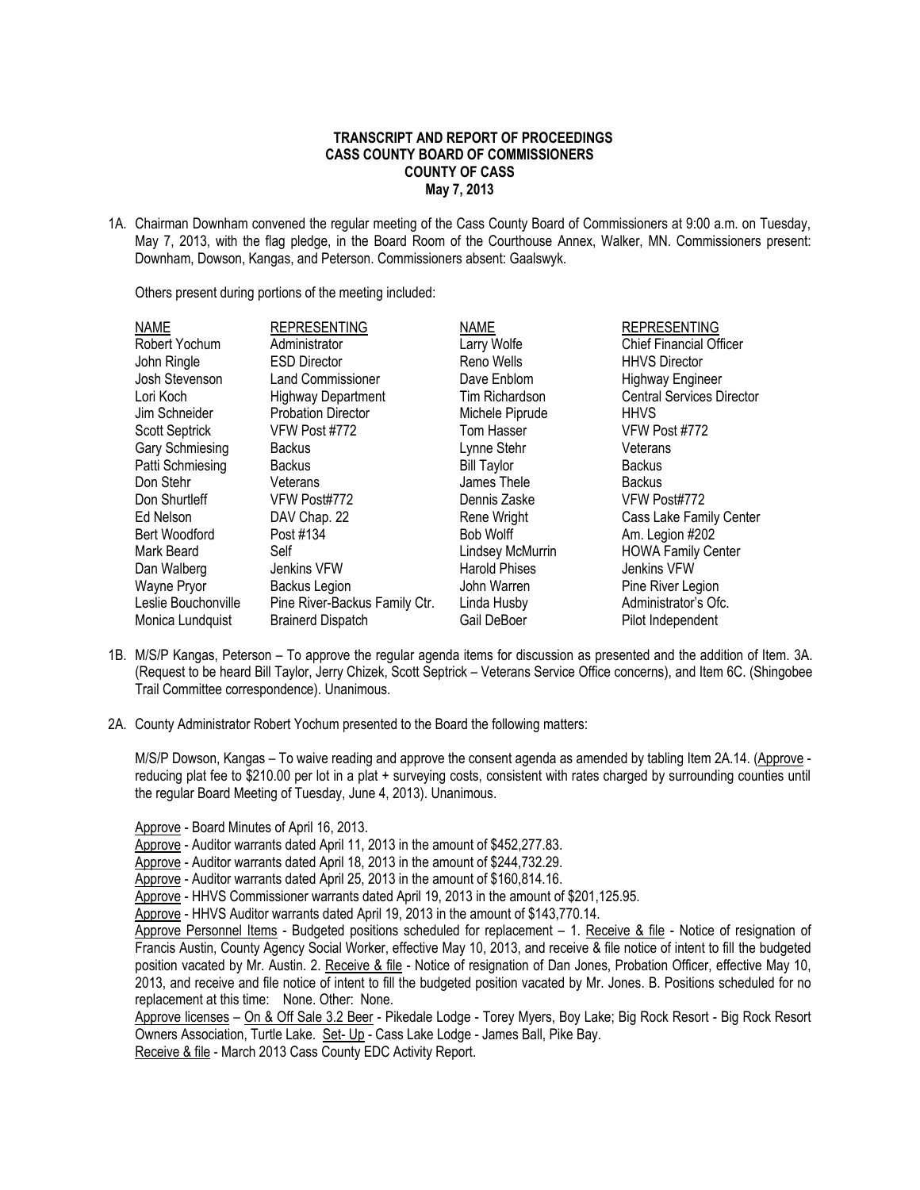**TRANSCRIPT AND REPORT OF PROCEEDINGS**
**CASS COUNTY BOARD OF COMMISSIONERS**
**COUNTY OF CASS**
**May 7, 2013**

1A. Chairman Downham convened the regular meeting of the Cass County Board of Commissioners at 9:00 a.m. on Tuesday, May 7, 2013, with the flag pledge, in the Board Room of the Courthouse Annex, Walker, MN. Commissioners present: Downham, Dowson, Kangas, and Peterson. Commissioners absent: Gaalswyk.

Others present during portions of the meeting included:

| NAME | REPRESENTING | NAME | REPRESENTING |
|---|---|---|---|
| Robert Yochum | Administrator | Larry Wolfe | Chief Financial Officer |
| John Ringle | ESD Director | Reno Wells | HHVS Director |
| Josh Stevenson | Land Commissioner | Dave Enblom | Highway Engineer |
| Lori Koch | Highway Department | Tim Richardson | Central Services Director |
| Jim Schneider | Probation Director | Michele Piprude | HHVS |
| Scott Septrick | VFW Post #772 | Tom Hasser | VFW Post #772 |
| Gary Schmiesing | Backus | Lynne Stehr | Veterans |
| Patti Schmiesing | Backus | Bill Taylor | Backus |
| Don Stehr | Veterans | James Thele | Backus |
| Don Shurtleff | VFW Post#772 | Dennis Zaske | VFW Post#772 |
| Ed Nelson | DAV Chap. 22 | Rene Wright | Cass Lake Family Center |
| Bert Woodford | Post #134 | Bob Wolff | Am. Legion #202 |
| Mark Beard | Self | Lindsey McMurrin | HOWA Family Center |
| Dan Walberg | Jenkins VFW | Harold Phises | Jenkins VFW |
| Wayne Pryor | Backus Legion | John Warren | Pine River Legion |
| Leslie Bouchonville | Pine River-Backus Family Ctr. | Linda Husby | Administrator's Ofc. |
| Monica Lundquist | Brainerd Dispatch | Gail DeBoer | Pilot Independent |

1B. M/S/P Kangas, Peterson – To approve the regular agenda items for discussion as presented and the addition of Item. 3A. (Request to be heard Bill Taylor, Jerry Chizek, Scott Septrick – Veterans Service Office concerns), and Item 6C. (Shingobee Trail Committee correspondence). Unanimous.

2A. County Administrator Robert Yochum presented to the Board the following matters:

M/S/P Dowson, Kangas – To waive reading and approve the consent agenda as amended by tabling Item 2A.14. (Approve - reducing plat fee to $210.00 per lot in a plat + surveying costs, consistent with rates charged by surrounding counties until the regular Board Meeting of Tuesday, June 4, 2013). Unanimous.

Approve - Board Minutes of April 16, 2013.
Approve - Auditor warrants dated April 11, 2013 in the amount of $452,277.83.
Approve - Auditor warrants dated April 18, 2013 in the amount of $244,732.29.
Approve - Auditor warrants dated April 25, 2013 in the amount of $160,814.16.
Approve - HHVS Commissioner warrants dated April 19, 2013 in the amount of $201,125.95.
Approve - HHVS Auditor warrants dated April 19, 2013 in the amount of $143,770.14.
Approve Personnel Items - Budgeted positions scheduled for replacement – 1. Receive & file - Notice of resignation of Francis Austin, County Agency Social Worker, effective May 10, 2013, and receive & file notice of intent to fill the budgeted position vacated by Mr. Austin. 2. Receive & file - Notice of resignation of Dan Jones, Probation Officer, effective May 10, 2013, and receive and file notice of intent to fill the budgeted position vacated by Mr. Jones. B. Positions scheduled for no replacement at this time: None. Other: None.
Approve licenses – On & Off Sale 3.2 Beer - Pikedale Lodge - Torey Myers, Boy Lake; Big Rock Resort - Big Rock Resort Owners Association, Turtle Lake. Set- Up - Cass Lake Lodge - James Ball, Pike Bay.
Receive & file - March 2013 Cass County EDC Activity Report.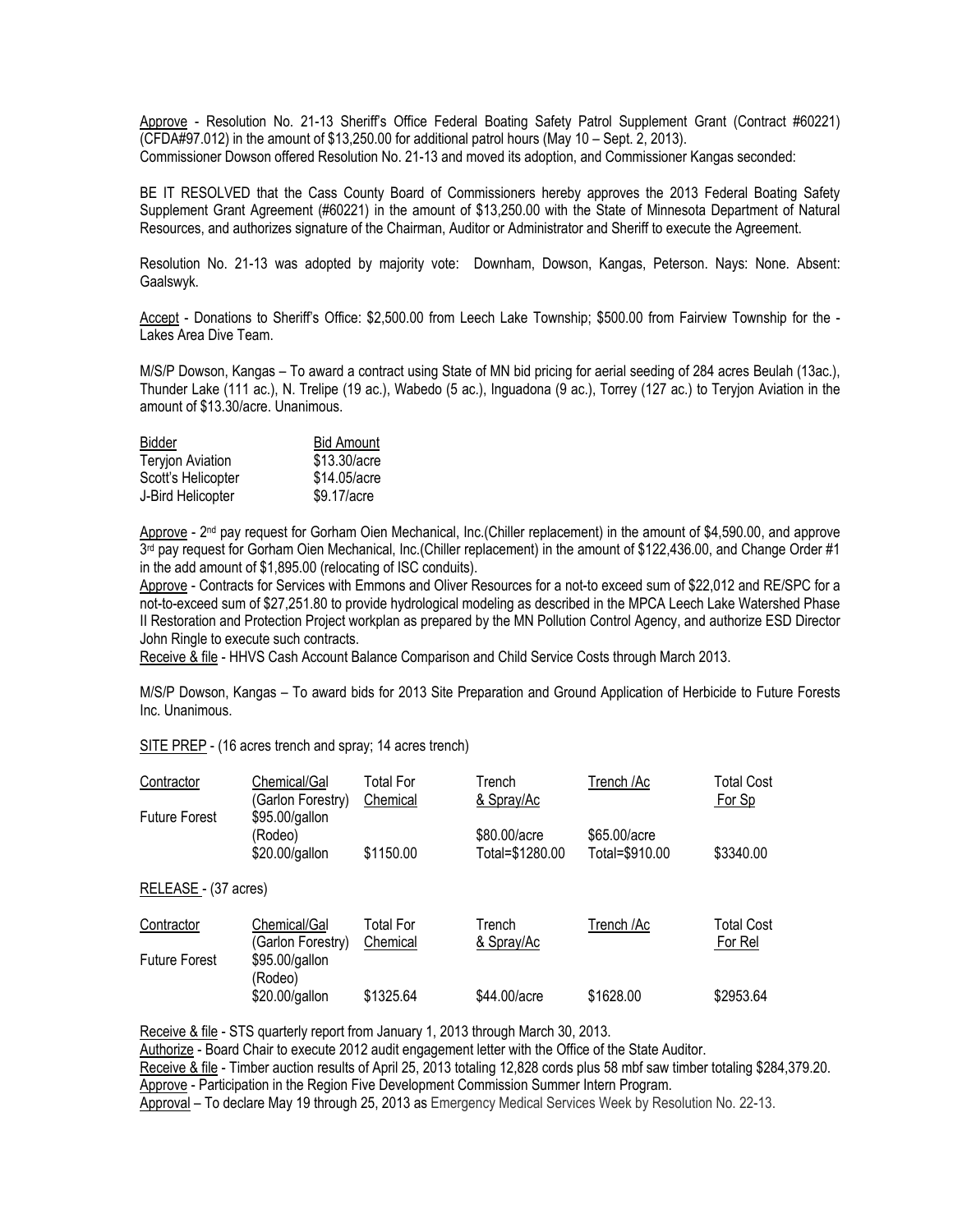Approve - Resolution No. 21-13 Sheriff's Office Federal Boating Safety Patrol Supplement Grant (Contract #60221) (CFDA#97.012) in the amount of $13,250.00 for additional patrol hours (May 10 – Sept. 2, 2013).
Commissioner Dowson offered Resolution No. 21-13 and moved its adoption, and Commissioner Kangas seconded:

BE IT RESOLVED that the Cass County Board of Commissioners hereby approves the 2013 Federal Boating Safety Supplement Grant Agreement (#60221) in the amount of $13,250.00 with the State of Minnesota Department of Natural Resources, and authorizes signature of the Chairman, Auditor or Administrator and Sheriff to execute the Agreement.

Resolution No. 21-13 was adopted by majority vote: Downham, Dowson, Kangas, Peterson. Nays: None. Absent: Gaalswyk.

Accept - Donations to Sheriff's Office: $2,500.00 from Leech Lake Township; $500.00 from Fairview Township for the - Lakes Area Dive Team.

M/S/P Dowson, Kangas – To award a contract using State of MN bid pricing for aerial seeding of 284 acres Beulah (13ac.), Thunder Lake (111 ac.), N. Trelipe (19 ac.), Wabedo (5 ac.), Inguadona (9 ac.), Torrey (127 ac.) to Teryjon Aviation in the amount of $13.30/acre. Unanimous.

| Bidder | Bid Amount |
|---|---|
| Teryjon Aviation | $13.30/acre |
| Scott's Helicopter | $14.05/acre |
| J-Bird Helicopter | $9.17/acre |

Approve - 2nd pay request for Gorham Oien Mechanical, Inc.(Chiller replacement) in the amount of $4,590.00, and approve 3rd pay request for Gorham Oien Mechanical, Inc.(Chiller replacement) in the amount of $122,436.00, and Change Order #1 in the add amount of $1,895.00 (relocating of ISC conduits).
Approve - Contracts for Services with Emmons and Oliver Resources for a not-to exceed sum of $22,012 and RE/SPC for a not-to-exceed sum of $27,251.80 to provide hydrological modeling as described in the MPCA Leech Lake Watershed Phase II Restoration and Protection Project workplan as prepared by the MN Pollution Control Agency, and authorize ESD Director John Ringle to execute such contracts.
Receive & file - HHVS Cash Account Balance Comparison and Child Service Costs through March 2013.

M/S/P Dowson, Kangas – To award bids for 2013 Site Preparation and Ground Application of Herbicide to Future Forests Inc. Unanimous.

SITE PREP - (16 acres trench and spray; 14 acres trench)

| Contractor | Chemical/Gal (Garlon Forestry) | Total For Chemical | Trench & Spray/Ac | Trench /Ac | Total Cost For Sp |
|---|---|---|---|---|---|
| Future Forest | $95.00/gallon (Rodeo) $20.00/gallon | $1150.00 | $80.00/acre Total=$1280.00 | $65.00/acre Total=$910.00 | $3340.00 |

RELEASE - (37 acres)

| Contractor | Chemical/Gal (Garlon Forestry) | Total For Chemical | Trench & Spray/Ac | Trench /Ac | Total Cost For Rel |
|---|---|---|---|---|---|
| Future Forest | $95.00/gallon (Rodeo) $20.00/gallon | $1325.64 | $44.00/acre | $1628.00 | $2953.64 |

Receive & file - STS quarterly report from January 1, 2013 through March 30, 2013.
Authorize - Board Chair to execute 2012 audit engagement letter with the Office of the State Auditor.
Receive & file - Timber auction results of April 25, 2013 totaling 12,828 cords plus 58 mbf saw timber totaling $284,379.20.
Approve - Participation in the Region Five Development Commission Summer Intern Program.
Approval – To declare May 19 through 25, 2013 as Emergency Medical Services Week by Resolution No. 22-13.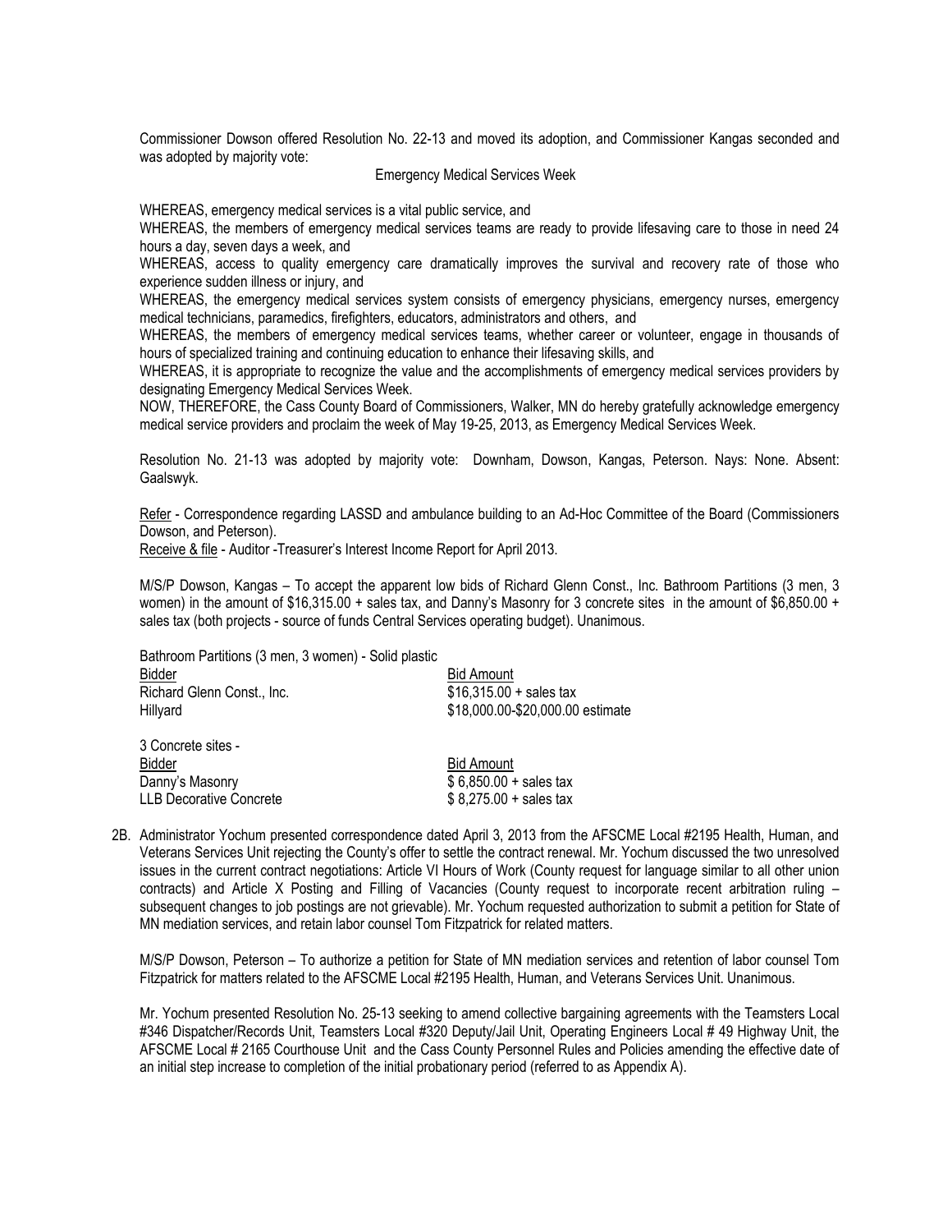Commissioner Dowson offered Resolution No. 22-13 and moved its adoption, and Commissioner Kangas seconded and was adopted by majority vote:

Emergency Medical Services Week

WHEREAS, emergency medical services is a vital public service, and
WHEREAS, the members of emergency medical services teams are ready to provide lifesaving care to those in need 24 hours a day, seven days a week, and
WHEREAS, access to quality emergency care dramatically improves the survival and recovery rate of those who experience sudden illness or injury, and
WHEREAS, the emergency medical services system consists of emergency physicians, emergency nurses, emergency medical technicians, paramedics, firefighters, educators, administrators and others, and
WHEREAS, the members of emergency medical services teams, whether career or volunteer, engage in thousands of hours of specialized training and continuing education to enhance their lifesaving skills, and
WHEREAS, it is appropriate to recognize the value and the accomplishments of emergency medical services providers by designating Emergency Medical Services Week.
NOW, THEREFORE, the Cass County Board of Commissioners, Walker, MN do hereby gratefully acknowledge emergency medical service providers and proclaim the week of May 19-25, 2013, as Emergency Medical Services Week.

Resolution No. 21-13 was adopted by majority vote: Downham, Dowson, Kangas, Peterson. Nays: None. Absent: Gaalswyk.

Refer - Correspondence regarding LASSD and ambulance building to an Ad-Hoc Committee of the Board (Commissioners Dowson, and Peterson).
Receive & file - Auditor -Treasurer's Interest Income Report for April 2013.

M/S/P Dowson, Kangas – To accept the apparent low bids of Richard Glenn Const., Inc. Bathroom Partitions (3 men, 3 women) in the amount of $16,315.00 + sales tax, and Danny's Masonry for 3 concrete sites in the amount of $6,850.00 + sales tax (both projects - source of funds Central Services operating budget). Unanimous.

Bathroom Partitions (3 men, 3 women) - Solid plastic

| Bidder | Bid Amount |
|---|---|
| Richard Glenn Const., Inc. | $16,315.00 + sales tax |
| Hillyard | $18,000.00-$20,000.00 estimate |

3 Concrete sites -

| Bidder | Bid Amount |
|---|---|
| Danny's Masonry | $ 6,850.00 + sales tax |
| LLB Decorative Concrete | $ 8,275.00 + sales tax |

2B. Administrator Yochum presented correspondence dated April 3, 2013 from the AFSCME Local #2195 Health, Human, and Veterans Services Unit rejecting the County's offer to settle the contract renewal. Mr. Yochum discussed the two unresolved issues in the current contract negotiations: Article VI Hours of Work (County request for language similar to all other union contracts) and Article X Posting and Filling of Vacancies (County request to incorporate recent arbitration ruling – subsequent changes to job postings are not grievable). Mr. Yochum requested authorization to submit a petition for State of MN mediation services, and retain labor counsel Tom Fitzpatrick for related matters.

M/S/P Dowson, Peterson – To authorize a petition for State of MN mediation services and retention of labor counsel Tom Fitzpatrick for matters related to the AFSCME Local #2195 Health, Human, and Veterans Services Unit. Unanimous.

Mr. Yochum presented Resolution No. 25-13 seeking to amend collective bargaining agreements with the Teamsters Local #346 Dispatcher/Records Unit, Teamsters Local #320 Deputy/Jail Unit, Operating Engineers Local # 49 Highway Unit, the AFSCME Local # 2165 Courthouse Unit and the Cass County Personnel Rules and Policies amending the effective date of an initial step increase to completion of the initial probationary period (referred to as Appendix A).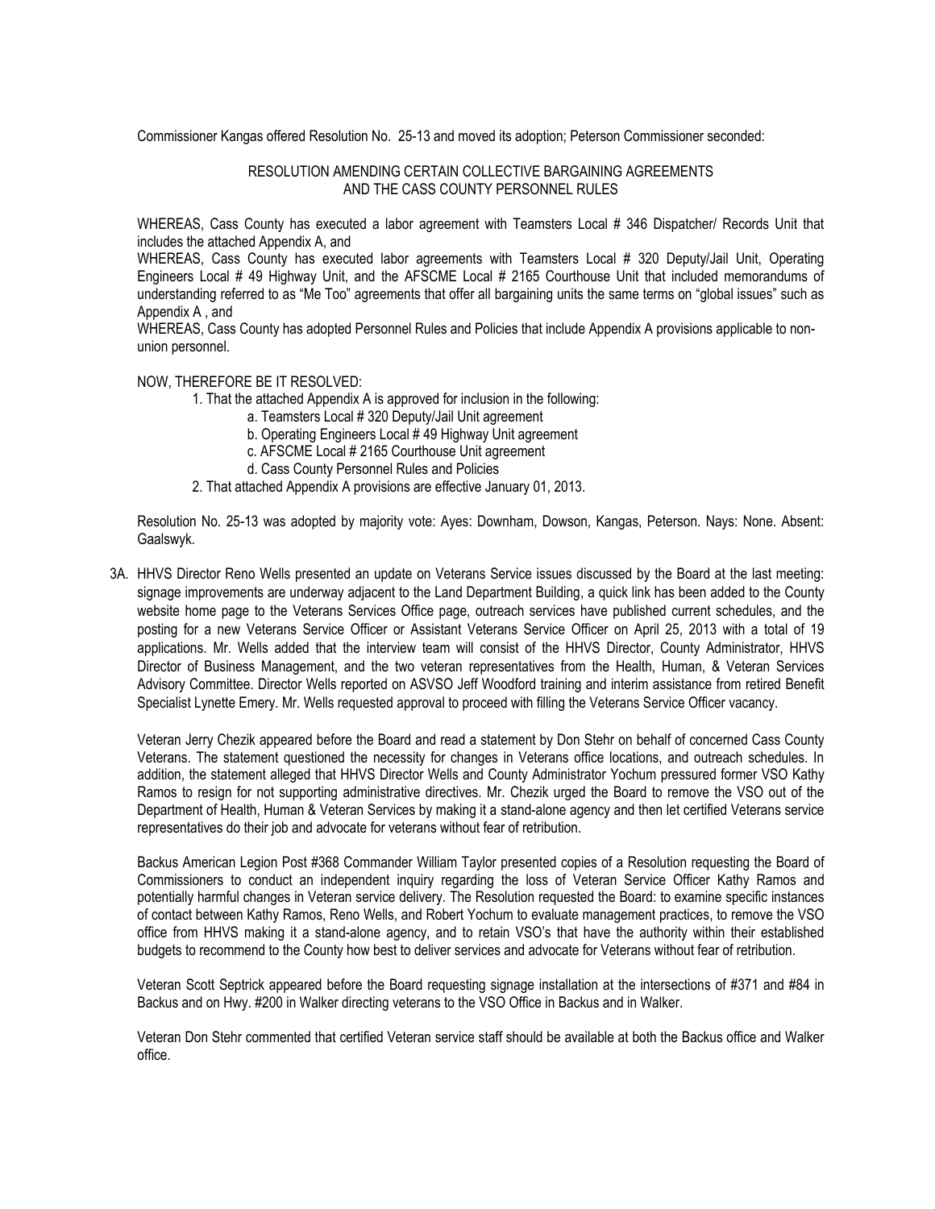Commissioner Kangas offered Resolution No. 25-13 and moved its adoption; Peterson Commissioner seconded:

RESOLUTION AMENDING CERTAIN COLLECTIVE BARGAINING AGREEMENTS AND THE CASS COUNTY PERSONNEL RULES

WHEREAS, Cass County has executed a labor agreement with Teamsters Local # 346 Dispatcher/ Records Unit that includes the attached Appendix A, and

WHEREAS, Cass County has executed labor agreements with Teamsters Local # 320 Deputy/Jail Unit, Operating Engineers Local # 49 Highway Unit, and the AFSCME Local # 2165 Courthouse Unit that included memorandums of understanding referred to as "Me Too" agreements that offer all bargaining units the same terms on "global issues" such as Appendix A , and

WHEREAS, Cass County has adopted Personnel Rules and Policies that include Appendix A provisions applicable to non-union personnel.

NOW, THEREFORE BE IT RESOLVED:

1. That the attached Appendix A is approved for inclusion in the following:
   a. Teamsters Local # 320 Deputy/Jail Unit agreement
   b. Operating Engineers Local # 49 Highway Unit agreement
   c. AFSCME Local # 2165 Courthouse Unit agreement
   d. Cass County Personnel Rules and Policies
2. That attached Appendix A provisions are effective January 01, 2013.

Resolution No. 25-13 was adopted by majority vote: Ayes: Downham, Dowson, Kangas, Peterson. Nays: None. Absent: Gaalswyk.

3A. HHVS Director Reno Wells presented an update on Veterans Service issues discussed by the Board at the last meeting: signage improvements are underway adjacent to the Land Department Building, a quick link has been added to the County website home page to the Veterans Services Office page, outreach services have published current schedules, and the posting for a new Veterans Service Officer or Assistant Veterans Service Officer on April 25, 2013 with a total of 19 applications. Mr. Wells added that the interview team will consist of the HHVS Director, County Administrator, HHVS Director of Business Management, and the two veteran representatives from the Health, Human, & Veteran Services Advisory Committee. Director Wells reported on ASVSO Jeff Woodford training and interim assistance from retired Benefit Specialist Lynette Emery. Mr. Wells requested approval to proceed with filling the Veterans Service Officer vacancy.

Veteran Jerry Chezik appeared before the Board and read a statement by Don Stehr on behalf of concerned Cass County Veterans. The statement questioned the necessity for changes in Veterans office locations, and outreach schedules. In addition, the statement alleged that HHVS Director Wells and County Administrator Yochum pressured former VSO Kathy Ramos to resign for not supporting administrative directives. Mr. Chezik urged the Board to remove the VSO out of the Department of Health, Human & Veteran Services by making it a stand-alone agency and then let certified Veterans service representatives do their job and advocate for veterans without fear of retribution.

Backus American Legion Post #368 Commander William Taylor presented copies of a Resolution requesting the Board of Commissioners to conduct an independent inquiry regarding the loss of Veteran Service Officer Kathy Ramos and potentially harmful changes in Veteran service delivery. The Resolution requested the Board: to examine specific instances of contact between Kathy Ramos, Reno Wells, and Robert Yochum to evaluate management practices, to remove the VSO office from HHVS making it a stand-alone agency, and to retain VSO's that have the authority within their established budgets to recommend to the County how best to deliver services and advocate for Veterans without fear of retribution.

Veteran Scott Septrick appeared before the Board requesting signage installation at the intersections of #371 and #84 in Backus and on Hwy. #200 in Walker directing veterans to the VSO Office in Backus and in Walker.

Veteran Don Stehr commented that certified Veteran service staff should be available at both the Backus office and Walker office.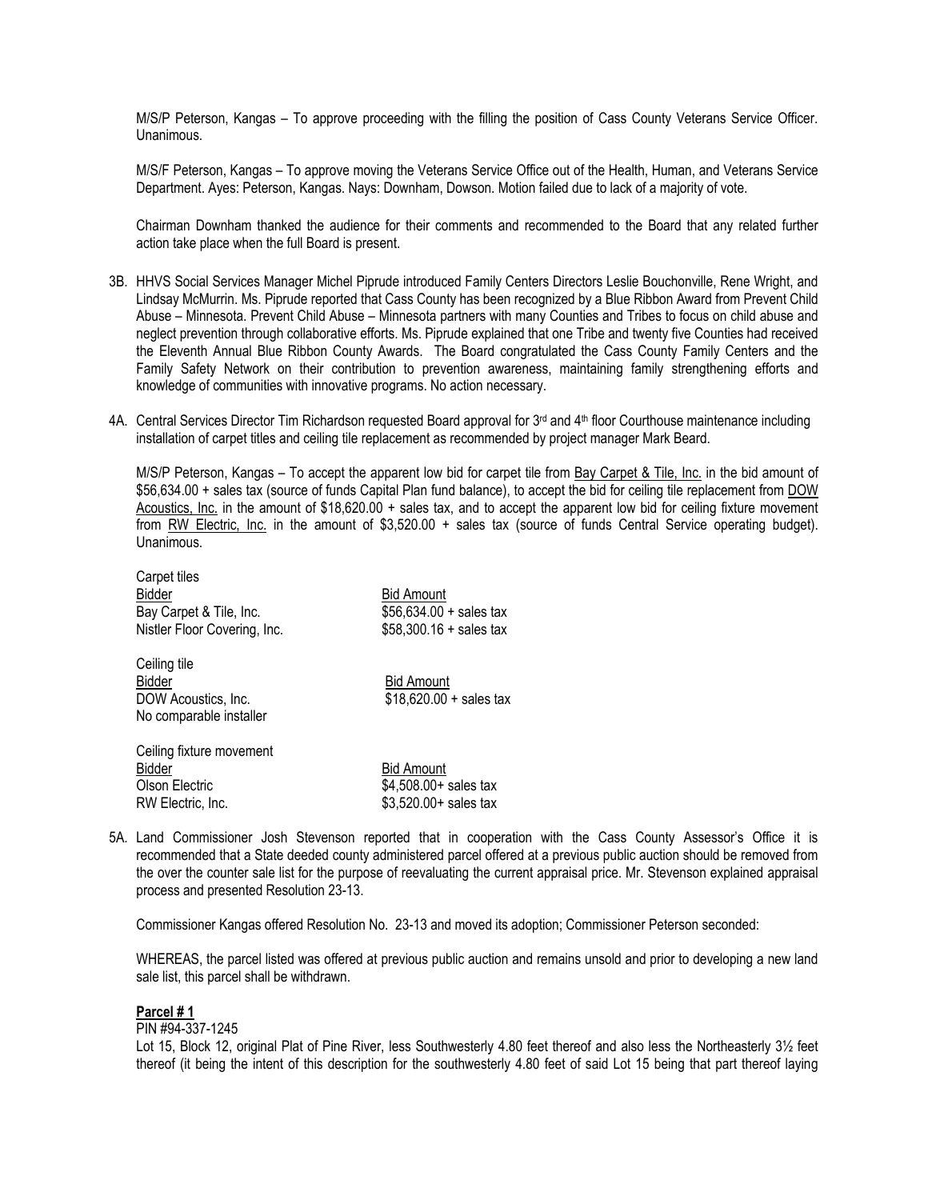M/S/P Peterson, Kangas – To approve proceeding with the filling the position of Cass County Veterans Service Officer. Unanimous.

M/S/F Peterson, Kangas – To approve moving the Veterans Service Office out of the Health, Human, and Veterans Service Department. Ayes: Peterson, Kangas. Nays: Downham, Dowson. Motion failed due to lack of a majority of vote.

Chairman Downham thanked the audience for their comments and recommended to the Board that any related further action take place when the full Board is present.

3B. HHVS Social Services Manager Michel Piprude introduced Family Centers Directors Leslie Bouchonville, Rene Wright, and Lindsay McMurrin. Ms. Piprude reported that Cass County has been recognized by a Blue Ribbon Award from Prevent Child Abuse – Minnesota. Prevent Child Abuse – Minnesota partners with many Counties and Tribes to focus on child abuse and neglect prevention through collaborative efforts. Ms. Piprude explained that one Tribe and twenty five Counties had received the Eleventh Annual Blue Ribbon County Awards. The Board congratulated the Cass County Family Centers and the Family Safety Network on their contribution to prevention awareness, maintaining family strengthening efforts and knowledge of communities with innovative programs. No action necessary.

4A. Central Services Director Tim Richardson requested Board approval for 3rd and 4th floor Courthouse maintenance including installation of carpet titles and ceiling tile replacement as recommended by project manager Mark Beard.

M/S/P Peterson, Kangas – To accept the apparent low bid for carpet tile from Bay Carpet & Tile, Inc. in the bid amount of $56,634.00 + sales tax (source of funds Capital Plan fund balance), to accept the bid for ceiling tile replacement from DOW Acoustics, Inc. in the amount of $18,620.00 + sales tax, and to accept the apparent low bid for ceiling fixture movement from RW Electric, Inc. in the amount of $3,520.00 + sales tax (source of funds Central Service operating budget). Unanimous.

Carpet tiles

| Bidder | Bid Amount |
|---|---|
| Bay Carpet & Tile, Inc. | $56,634.00 + sales tax |
| Nistler Floor Covering, Inc. | $58,300.16 + sales tax |

Ceiling tile

| Bidder | Bid Amount |
|---|---|
| DOW Acoustics, Inc. | $18,620.00 + sales tax |
| No comparable installer | |

Ceiling fixture movement

| Bidder | Bid Amount |
|---|---|
| Olson Electric | $4,508.00+ sales tax |
| RW Electric, Inc. | $3,520.00+ sales tax |

5A. Land Commissioner Josh Stevenson reported that in cooperation with the Cass County Assessor's Office it is recommended that a State deeded county administered parcel offered at a previous public auction should be removed from the over the counter sale list for the purpose of reevaluating the current appraisal price. Mr. Stevenson explained appraisal process and presented Resolution 23-13.

Commissioner Kangas offered Resolution No. 23-13 and moved its adoption; Commissioner Peterson seconded:

WHEREAS, the parcel listed was offered at previous public auction and remains unsold and prior to developing a new land sale list, this parcel shall be withdrawn.

**Parcel # 1**

PIN #94-337-1245

Lot 15, Block 12, original Plat of Pine River, less Southwesterly 4.80 feet thereof and also less the Northeasterly 3½ feet thereof (it being the intent of this description for the southwesterly 4.80 feet of said Lot 15 being that part thereof laying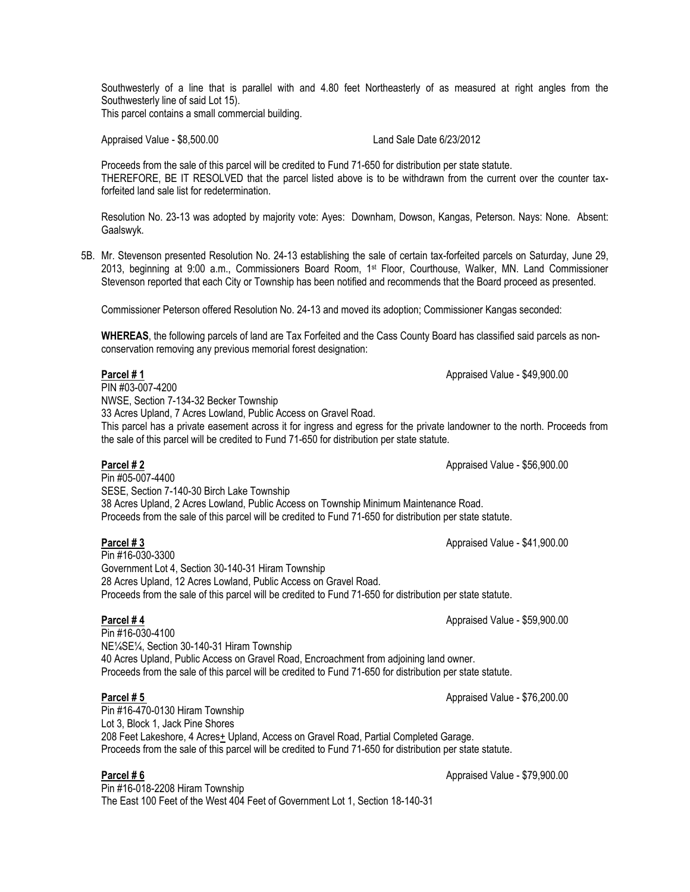Southwesterly of a line that is parallel with and 4.80 feet Northeasterly of as measured at right angles from the Southwesterly line of said Lot 15).
This parcel contains a small commercial building.

Appraised Value - $8,500.00 Land Sale Date 6/23/2012

Proceeds from the sale of this parcel will be credited to Fund 71-650 for distribution per state statute.
THEREFORE, BE IT RESOLVED that the parcel listed above is to be withdrawn from the current over the counter tax-forfeited land sale list for redetermination.

Resolution No. 23-13 was adopted by majority vote: Ayes: Downham, Dowson, Kangas, Peterson. Nays: None. Absent: Gaalswyk.

5B. Mr. Stevenson presented Resolution No. 24-13 establishing the sale of certain tax-forfeited parcels on Saturday, June 29, 2013, beginning at 9:00 a.m., Commissioners Board Room, 1st Floor, Courthouse, Walker, MN. Land Commissioner Stevenson reported that each City or Township has been notified and recommends that the Board proceed as presented.

Commissioner Peterson offered Resolution No. 24-13 and moved its adoption; Commissioner Kangas seconded:

**WHEREAS**, the following parcels of land are Tax Forfeited and the Cass County Board has classified said parcels as non-conservation removing any previous memorial forest designation:

**Parcel # 1** Appraised Value - $49,900.00
PIN #03-007-4200
NWSE, Section 7-134-32 Becker Township
33 Acres Upland, 7 Acres Lowland, Public Access on Gravel Road.
This parcel has a private easement across it for ingress and egress for the private landowner to the north. Proceeds from the sale of this parcel will be credited to Fund 71-650 for distribution per state statute.

**Parcel # 2** Appraised Value - $56,900.00
Pin #05-007-4400
SESE, Section 7-140-30 Birch Lake Township
38 Acres Upland, 2 Acres Lowland, Public Access on Township Minimum Maintenance Road.
Proceeds from the sale of this parcel will be credited to Fund 71-650 for distribution per state statute.

**Parcel # 3** Appraised Value - $41,900.00
Pin #16-030-3300
Government Lot 4, Section 30-140-31 Hiram Township
28 Acres Upland, 12 Acres Lowland, Public Access on Gravel Road.
Proceeds from the sale of this parcel will be credited to Fund 71-650 for distribution per state statute.

**Parcel # 4** Appraised Value - $59,900.00
Pin #16-030-4100
NE¼SE¼, Section 30-140-31 Hiram Township
40 Acres Upland, Public Access on Gravel Road, Encroachment from adjoining land owner.
Proceeds from the sale of this parcel will be credited to Fund 71-650 for distribution per state statute.

**Parcel # 5** Appraised Value - $76,200.00
Pin #16-470-0130 Hiram Township
Lot 3, Block 1, Jack Pine Shores
208 Feet Lakeshore, 4 Acres± Upland, Access on Gravel Road, Partial Completed Garage.
Proceeds from the sale of this parcel will be credited to Fund 71-650 for distribution per state statute.

**Parcel # 6** Appraised Value - $79,900.00
Pin #16-018-2208 Hiram Township
The East 100 Feet of the West 404 Feet of Government Lot 1, Section 18-140-31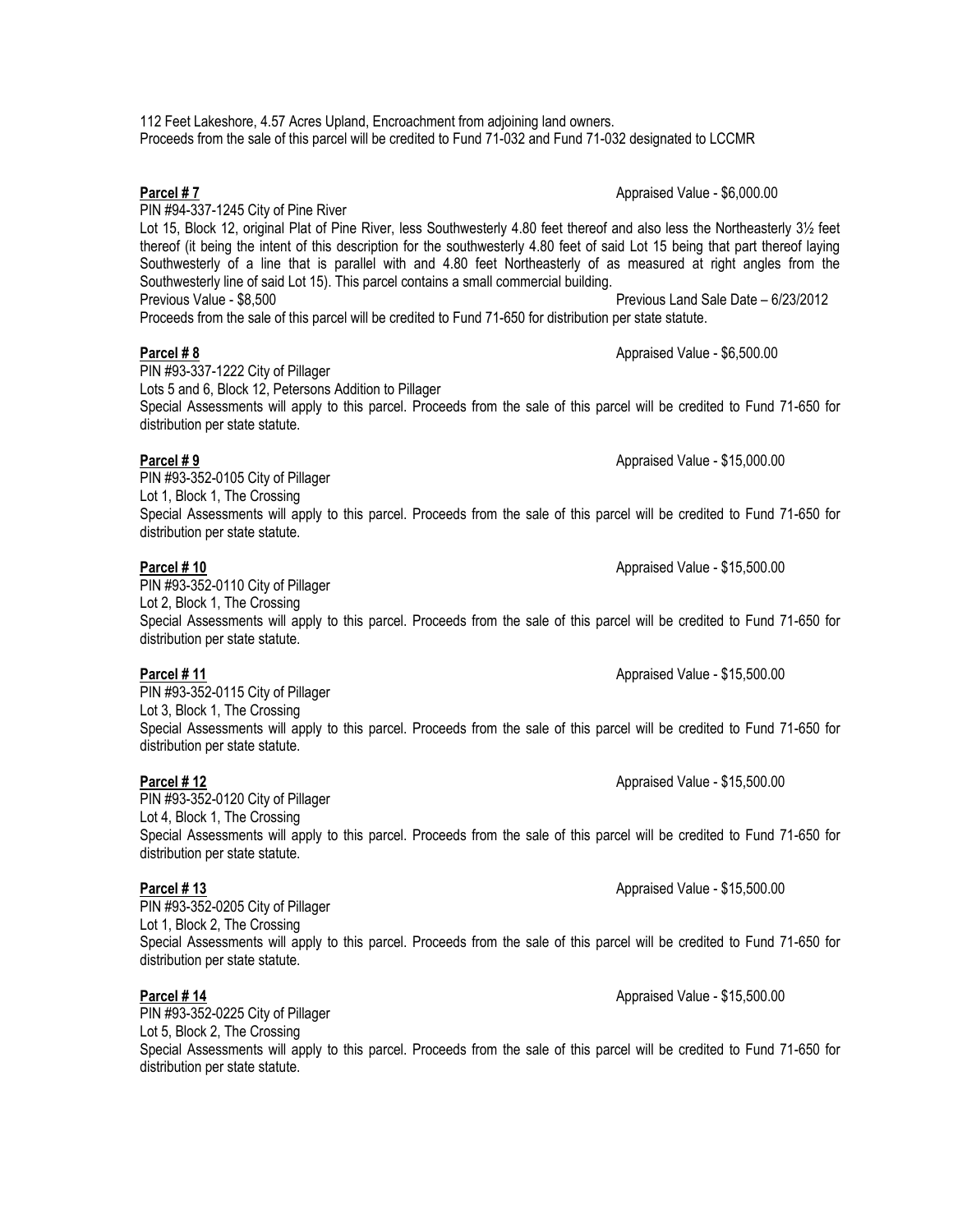112 Feet Lakeshore, 4.57 Acres Upland, Encroachment from adjoining land owners.
Proceeds from the sale of this parcel will be credited to Fund 71-032 and Fund 71-032 designated to LCCMR

**Parcel # 7** Appraised Value - $6,000.00
PIN #94-337-1245 City of Pine River
Lot 15, Block 12, original Plat of Pine River, less Southwesterly 4.80 feet thereof and also less the Northeasterly 3½ feet thereof (it being the intent of this description for the southwesterly 4.80 feet of said Lot 15 being that part thereof laying Southwesterly of a line that is parallel with and 4.80 feet Northeasterly of as measured at right angles from the Southwesterly line of said Lot 15). This parcel contains a small commercial building.
Previous Value - $8,500 Previous Land Sale Date – 6/23/2012
Proceeds from the sale of this parcel will be credited to Fund 71-650 for distribution per state statute.

**Parcel # 8** Appraised Value - $6,500.00
PIN #93-337-1222 City of Pillager
Lots 5 and 6, Block 12, Petersons Addition to Pillager
Special Assessments will apply to this parcel. Proceeds from the sale of this parcel will be credited to Fund 71-650 for distribution per state statute.

**Parcel # 9** Appraised Value - $15,000.00
PIN #93-352-0105 City of Pillager
Lot 1, Block 1, The Crossing
Special Assessments will apply to this parcel. Proceeds from the sale of this parcel will be credited to Fund 71-650 for distribution per state statute.

**Parcel # 10** Appraised Value - $15,500.00
PIN #93-352-0110 City of Pillager
Lot 2, Block 1, The Crossing
Special Assessments will apply to this parcel. Proceeds from the sale of this parcel will be credited to Fund 71-650 for distribution per state statute.

**Parcel # 11** Appraised Value - $15,500.00
PIN #93-352-0115 City of Pillager
Lot 3, Block 1, The Crossing
Special Assessments will apply to this parcel. Proceeds from the sale of this parcel will be credited to Fund 71-650 for distribution per state statute.

**Parcel # 12** Appraised Value - $15,500.00
PIN #93-352-0120 City of Pillager
Lot 4, Block 1, The Crossing
Special Assessments will apply to this parcel. Proceeds from the sale of this parcel will be credited to Fund 71-650 for distribution per state statute.

**Parcel # 13** Appraised Value - $15,500.00
PIN #93-352-0205 City of Pillager
Lot 1, Block 2, The Crossing
Special Assessments will apply to this parcel. Proceeds from the sale of this parcel will be credited to Fund 71-650 for distribution per state statute.

**Parcel # 14** Appraised Value - $15,500.00
PIN #93-352-0225 City of Pillager
Lot 5, Block 2, The Crossing
Special Assessments will apply to this parcel. Proceeds from the sale of this parcel will be credited to Fund 71-650 for distribution per state statute.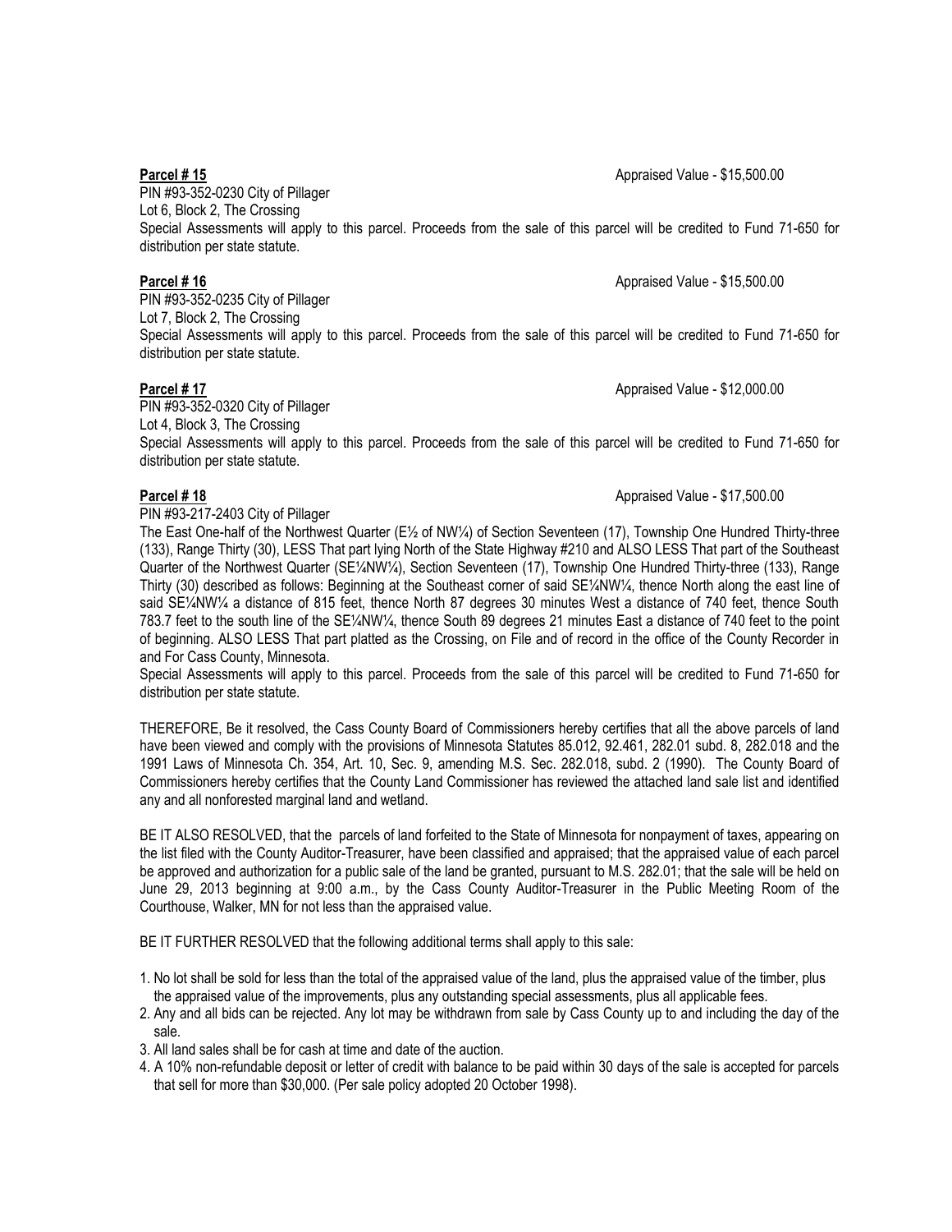**Parcel # 15** Appraised Value - $15,500.00

PIN #93-352-0230 City of Pillager
Lot 6, Block 2, The Crossing
Special Assessments will apply to this parcel. Proceeds from the sale of this parcel will be credited to Fund 71-650 for distribution per state statute.

**Parcel # 16** Appraised Value - $15,500.00

PIN #93-352-0235 City of Pillager
Lot 7, Block 2, The Crossing
Special Assessments will apply to this parcel. Proceeds from the sale of this parcel will be credited to Fund 71-650 for distribution per state statute.

**Parcel # 17** Appraised Value - $12,000.00

PIN #93-352-0320 City of Pillager
Lot 4, Block 3, The Crossing
Special Assessments will apply to this parcel. Proceeds from the sale of this parcel will be credited to Fund 71-650 for distribution per state statute.

**Parcel # 18** Appraised Value - $17,500.00

PIN #93-217-2403 City of Pillager
The East One-half of the Northwest Quarter (E½ of NW¼) of Section Seventeen (17), Township One Hundred Thirty-three (133), Range Thirty (30), LESS That part lying North of the State Highway #210 and ALSO LESS That part of the Southeast Quarter of the Northwest Quarter (SE¼NW¼), Section Seventeen (17), Township One Hundred Thirty-three (133), Range Thirty (30) described as follows: Beginning at the Southeast corner of said SE¼NW¼, thence North along the east line of said SE¼NW¼ a distance of 815 feet, thence North 87 degrees 30 minutes West a distance of 740 feet, thence South 783.7 feet to the south line of the SE¼NW¼, thence South 89 degrees 21 minutes East a distance of 740 feet to the point of beginning. ALSO LESS That part platted as the Crossing, on File and of record in the office of the County Recorder in and For Cass County, Minnesota.
Special Assessments will apply to this parcel. Proceeds from the sale of this parcel will be credited to Fund 71-650 for distribution per state statute.

THEREFORE, Be it resolved, the Cass County Board of Commissioners hereby certifies that all the above parcels of land have been viewed and comply with the provisions of Minnesota Statutes 85.012, 92.461, 282.01 subd. 8, 282.018 and the 1991 Laws of Minnesota Ch. 354, Art. 10, Sec. 9, amending M.S. Sec. 282.018, subd. 2 (1990). The County Board of Commissioners hereby certifies that the County Land Commissioner has reviewed the attached land sale list and identified any and all nonforested marginal land and wetland.

BE IT ALSO RESOLVED, that the parcels of land forfeited to the State of Minnesota for nonpayment of taxes, appearing on the list filed with the County Auditor-Treasurer, have been classified and appraised; that the appraised value of each parcel be approved and authorization for a public sale of the land be granted, pursuant to M.S. 282.01; that the sale will be held on June 29, 2013 beginning at 9:00 a.m., by the Cass County Auditor-Treasurer in the Public Meeting Room of the Courthouse, Walker, MN for not less than the appraised value.

BE IT FURTHER RESOLVED that the following additional terms shall apply to this sale:

1. No lot shall be sold for less than the total of the appraised value of the land, plus the appraised value of the timber, plus the appraised value of the improvements, plus any outstanding special assessments, plus all applicable fees.
2. Any and all bids can be rejected. Any lot may be withdrawn from sale by Cass County up to and including the day of the sale.
3. All land sales shall be for cash at time and date of the auction.
4. A 10% non-refundable deposit or letter of credit with balance to be paid within 30 days of the sale is accepted for parcels that sell for more than $30,000. (Per sale policy adopted 20 October 1998).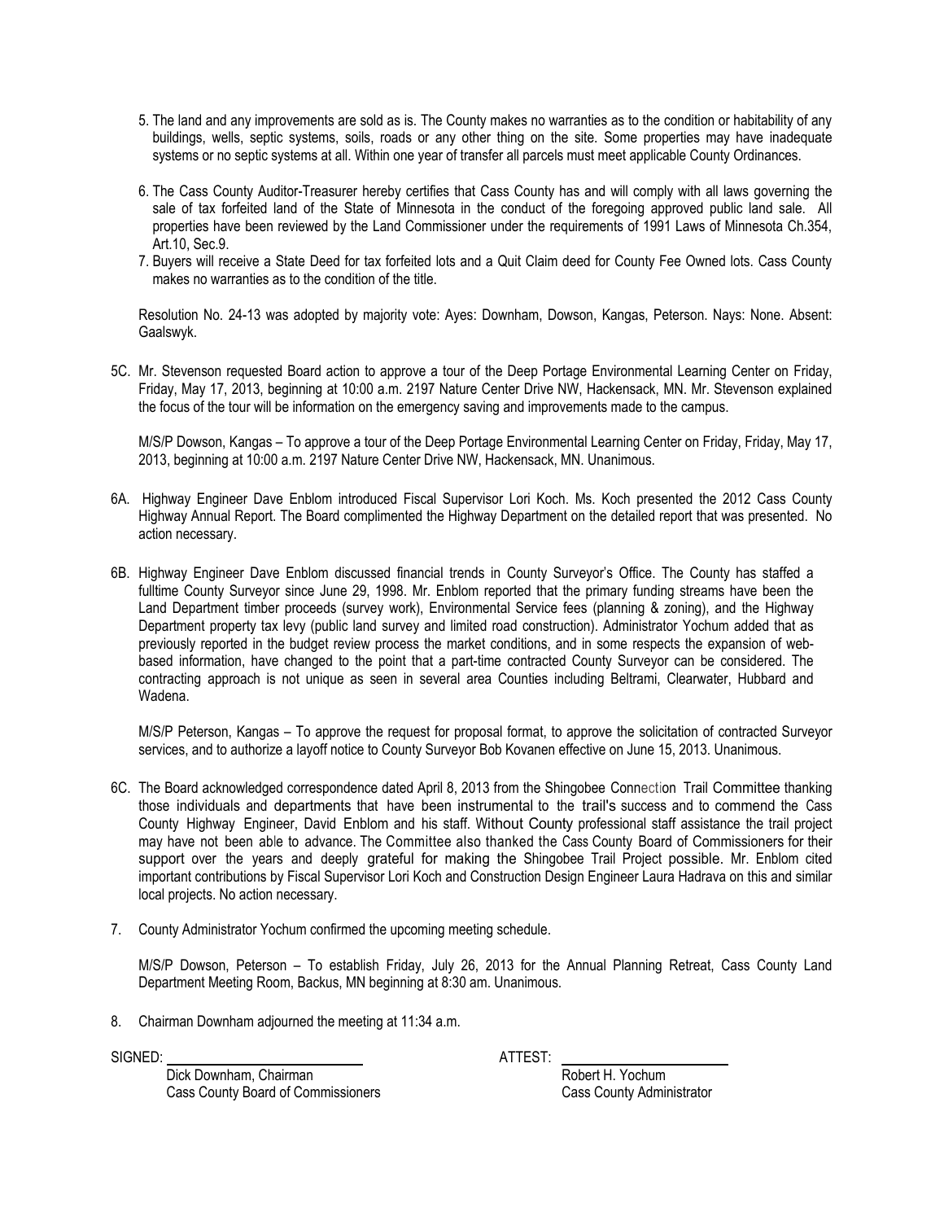5. The land and any improvements are sold as is. The County makes no warranties as to the condition or habitability of any buildings, wells, septic systems, soils, roads or any other thing on the site. Some properties may have inadequate systems or no septic systems at all. Within one year of transfer all parcels must meet applicable County Ordinances.

6. The Cass County Auditor-Treasurer hereby certifies that Cass County has and will comply with all laws governing the sale of tax forfeited land of the State of Minnesota in the conduct of the foregoing approved public land sale. All properties have been reviewed by the Land Commissioner under the requirements of 1991 Laws of Minnesota Ch.354, Art.10, Sec.9.

7. Buyers will receive a State Deed for tax forfeited lots and a Quit Claim deed for County Fee Owned lots. Cass County makes no warranties as to the condition of the title.

Resolution No. 24-13 was adopted by majority vote: Ayes: Downham, Dowson, Kangas, Peterson. Nays: None. Absent: Gaalswyk.

5C. Mr. Stevenson requested Board action to approve a tour of the Deep Portage Environmental Learning Center on Friday, Friday, May 17, 2013, beginning at 10:00 a.m. 2197 Nature Center Drive NW, Hackensack, MN. Mr. Stevenson explained the focus of the tour will be information on the emergency saving and improvements made to the campus.

M/S/P Dowson, Kangas – To approve a tour of the Deep Portage Environmental Learning Center on Friday, Friday, May 17, 2013, beginning at 10:00 a.m. 2197 Nature Center Drive NW, Hackensack, MN. Unanimous.

6A. Highway Engineer Dave Enblom introduced Fiscal Supervisor Lori Koch. Ms. Koch presented the 2012 Cass County Highway Annual Report. The Board complimented the Highway Department on the detailed report that was presented. No action necessary.

6B. Highway Engineer Dave Enblom discussed financial trends in County Surveyor's Office. The County has staffed a fulltime County Surveyor since June 29, 1998. Mr. Enblom reported that the primary funding streams have been the Land Department timber proceeds (survey work), Environmental Service fees (planning & zoning), and the Highway Department property tax levy (public land survey and limited road construction). Administrator Yochum added that as previously reported in the budget review process the market conditions, and in some respects the expansion of web-based information, have changed to the point that a part-time contracted County Surveyor can be considered. The contracting approach is not unique as seen in several area Counties including Beltrami, Clearwater, Hubbard and Wadena.

M/S/P Peterson, Kangas – To approve the request for proposal format, to approve the solicitation of contracted Surveyor services, and to authorize a layoff notice to County Surveyor Bob Kovanen effective on June 15, 2013. Unanimous.

6C. The Board acknowledged correspondence dated April 8, 2013 from the Shingobee Connection Trail Committee thanking those individuals and departments that have been instrumental to the trail's success and to commend the Cass County Highway Engineer, David Enblom and his staff. Without County professional staff assistance the trail project may have not been able to advance. The Committee also thanked the Cass County Board of Commissioners for their support over the years and deeply grateful for making the Shingobee Trail Project possible. Mr. Enblom cited important contributions by Fiscal Supervisor Lori Koch and Construction Design Engineer Laura Hadrava on this and similar local projects. No action necessary.

7. County Administrator Yochum confirmed the upcoming meeting schedule.

M/S/P Dowson, Peterson – To establish Friday, July 26, 2013 for the Annual Planning Retreat, Cass County Land Department Meeting Room, Backus, MN beginning at 8:30 am. Unanimous.

8. Chairman Downham adjourned the meeting at 11:34 a.m.

SIGNED: ____________________ ATTEST: ____________________

Dick Downham, Chairman
Cass County Board of Commissioners

Robert H. Yochum
Cass County Administrator